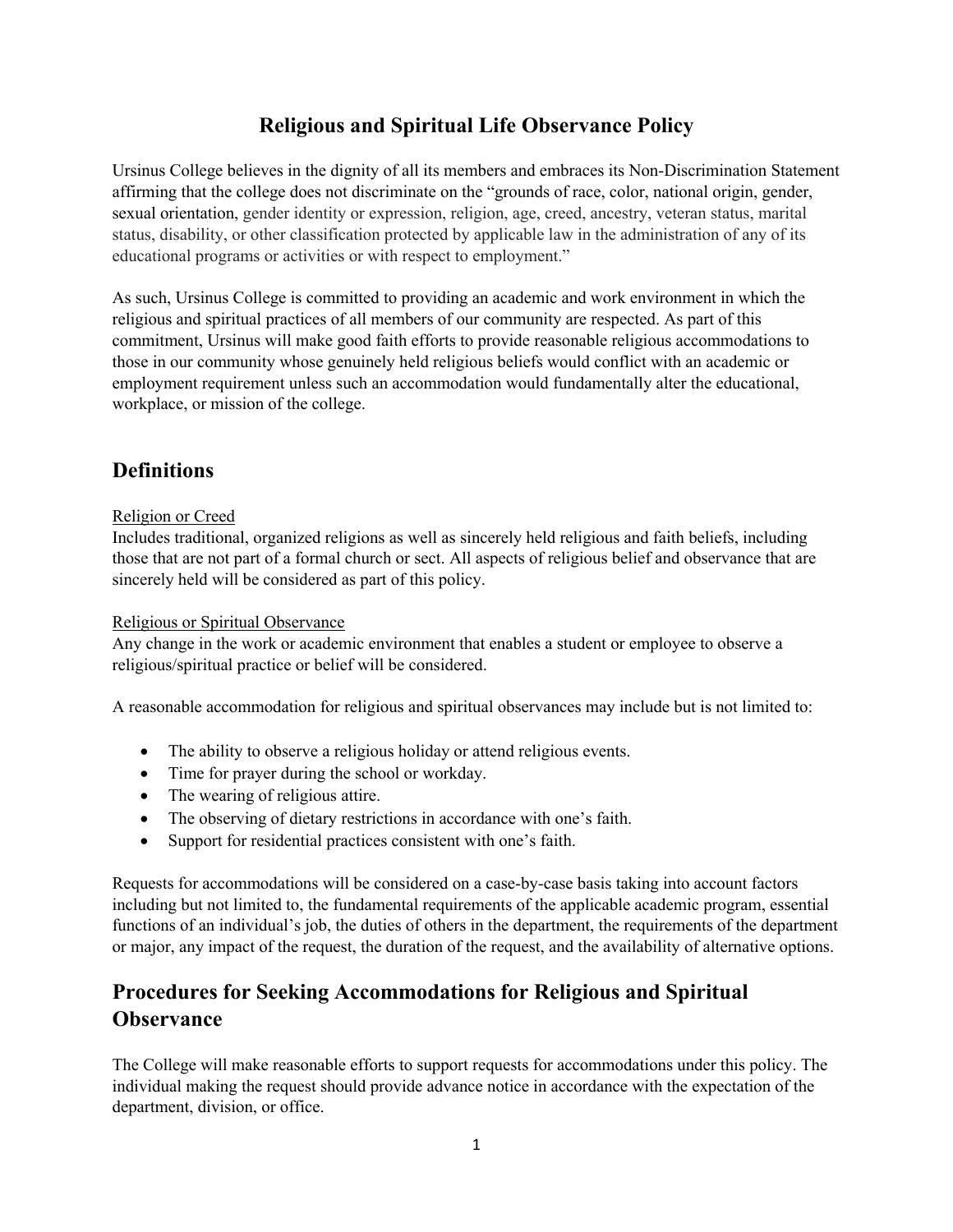# Religious and Spiritual Life Observance Policy

Ursinus College believes in the dignity of all its members and embraces its Non-Discrimination Statement affirming that the college does not discriminate on the "grounds of race, color, national origin, gender, sexual orientation, gender identity or expression, religion, age, creed, ancestry, veteran status, marital status, disability, or other classification protected by applicable law in the administration of any of its educational programs or activities or with respect to employment."

As such, Ursinus College is committed to providing an academic and work environment in which the religious and spiritual practices of all members of our community are respected. As part of this commitment, Ursinus will make good faith efforts to provide reasonable religious accommodations to those in our community whose genuinely held religious beliefs would conflict with an academic or employment requirement unless such an accommodation would fundamentally alter the educational, workplace, or mission of the college.

## Definitions

Religion or Creed

Includes traditional, organized religions as well as sincerely held religious and faith beliefs, including those that are not part of a formal church or sect. All aspects of religious belief and observance that are sincerely held will be considered as part of this policy.

Religious or Spiritual Observance

Any change in the work or academic environment that enables a student or employee to observe a religious/spiritual practice or belief will be considered.

A reasonable accommodation for religious and spiritual observances may include but is not limited to:

- The ability to observe a religious holiday or attend religious events.
- Time for prayer during the school or workday.
- The wearing of religious attire.
- The observing of dietary restrictions in accordance with one's faith.
- Support for residential practices consistent with one's faith.

Requests for accommodations will be considered on a case-by-case basis taking into account factors including but not limited to, the fundamental requirements of the applicable academic program, essential functions of an individual's job, the duties of others in the department, the requirements of the department or major, any impact of the request, the duration of the request, and the availability of alternative options.

## Procedures for Seeking Accommodations for Religious and Spiritual Observance

The College will make reasonable efforts to support requests for accommodations under this policy. The individual making the request should provide advance notice in accordance with the expectation of the department, division, or office.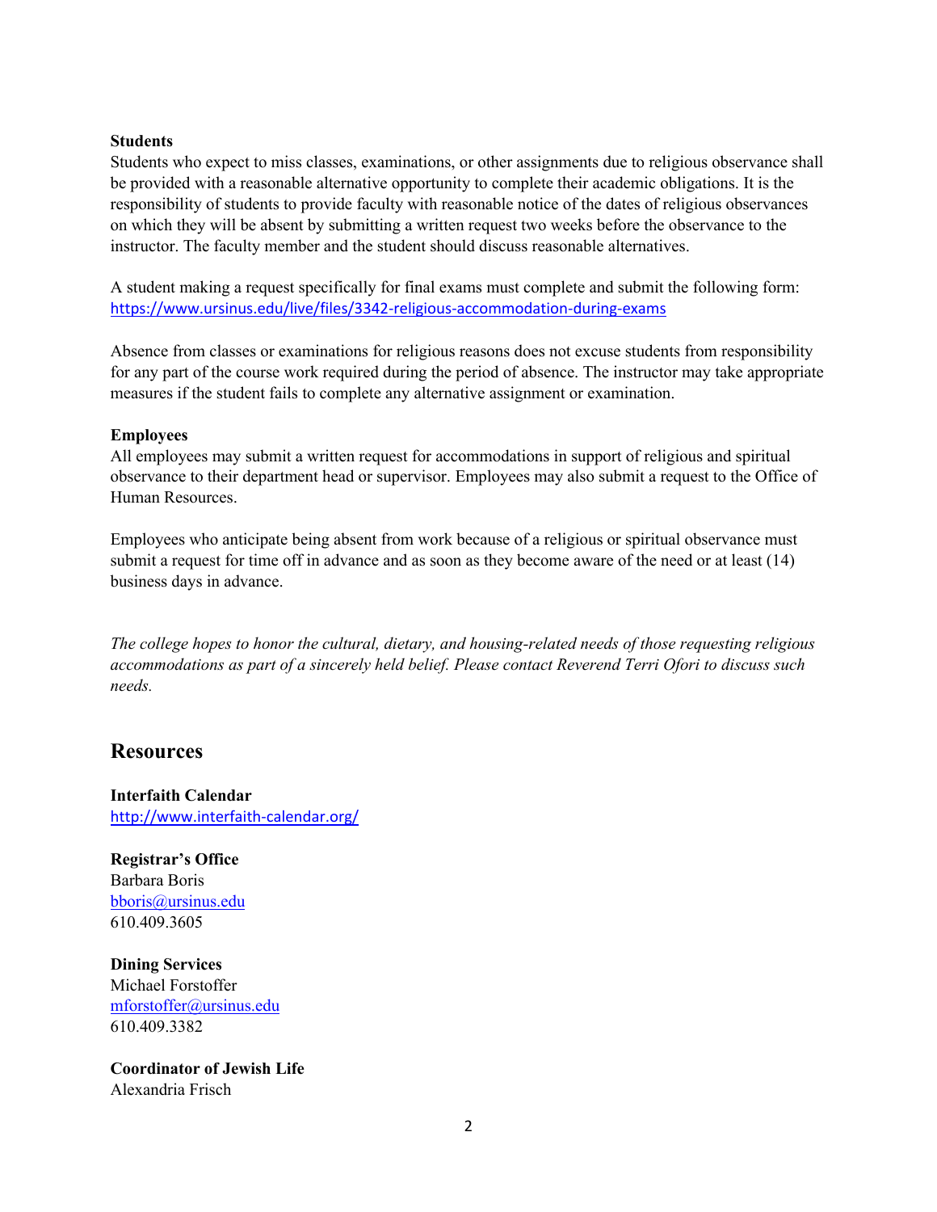**Students**
Students who expect to miss classes, examinations, or other assignments due to religious observance shall be provided with a reasonable alternative opportunity to complete their academic obligations. It is the responsibility of students to provide faculty with reasonable notice of the dates of religious observances on which they will be absent by submitting a written request two weeks before the observance to the instructor. The faculty member and the student should discuss reasonable alternatives.

A student making a request specifically for final exams must complete and submit the following form: https://www.ursinus.edu/live/files/3342-religious-accommodation-during-exams

Absence from classes or examinations for religious reasons does not excuse students from responsibility for any part of the course work required during the period of absence. The instructor may take appropriate measures if the student fails to complete any alternative assignment or examination.

**Employees**
All employees may submit a written request for accommodations in support of religious and spiritual observance to their department head or supervisor. Employees may also submit a request to the Office of Human Resources.

Employees who anticipate being absent from work because of a religious or spiritual observance must submit a request for time off in advance and as soon as they become aware of the need or at least (14) business days in advance.

*The college hopes to honor the cultural, dietary, and housing-related needs of those requesting religious accommodations as part of a sincerely held belief. Please contact Reverend Terri Ofori to discuss such needs.*

## Resources

**Interfaith Calendar**
http://www.interfaith-calendar.org/

**Registrar's Office**
Barbara Boris
bboris@ursinus.edu
610.409.3605

**Dining Services**
Michael Forstoffer
mforstoffer@ursinus.edu
610.409.3382

**Coordinator of Jewish Life**
Alexandria Frisch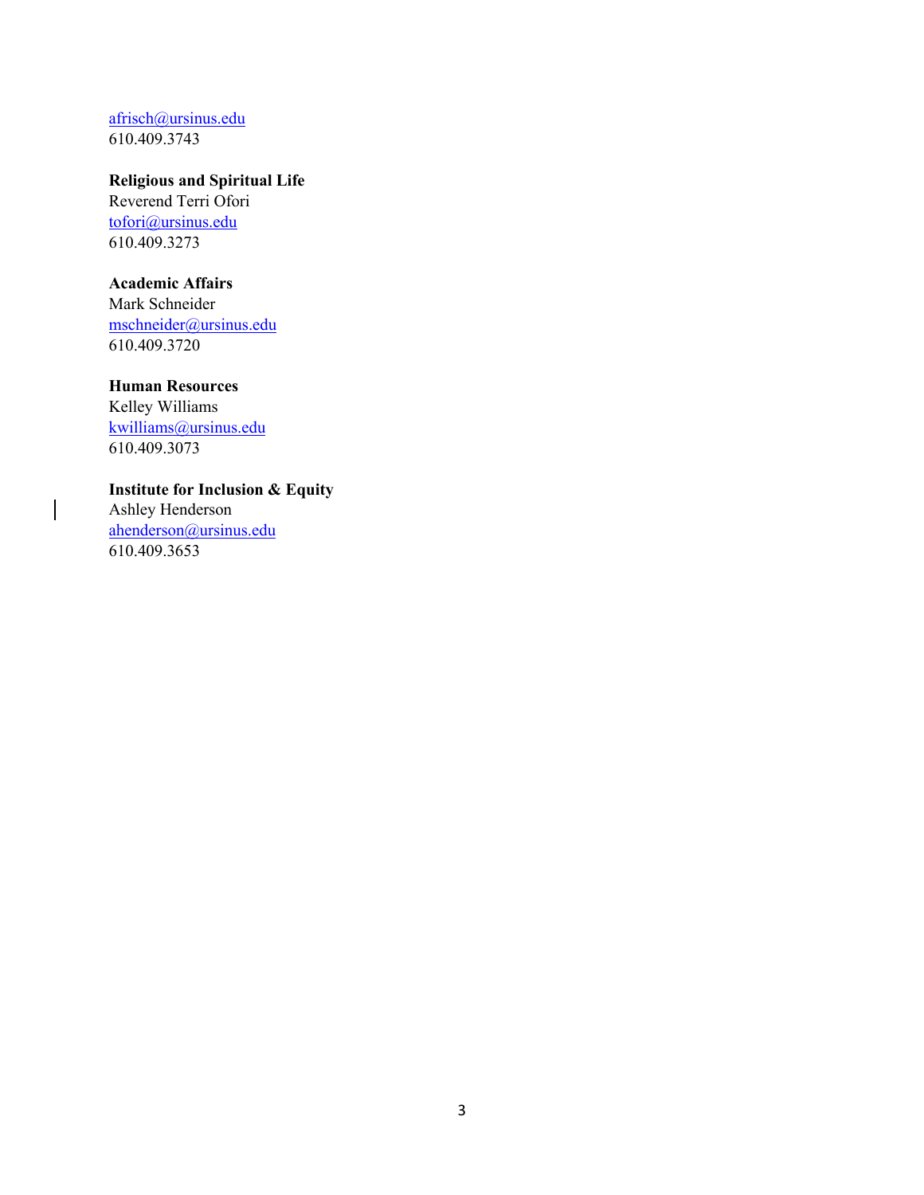afrisch@ursinus.edu
610.409.3743

**Religious and Spiritual Life**
Reverend Terri Ofori
tofori@ursinus.edu
610.409.3273

**Academic Affairs**
Mark Schneider
mschneider@ursinus.edu
610.409.3720

**Human Resources**
Kelley Williams
kwilliams@ursinus.edu
610.409.3073

**Institute for Inclusion & Equity**
Ashley Henderson
ahenderson@ursinus.edu
610.409.3653